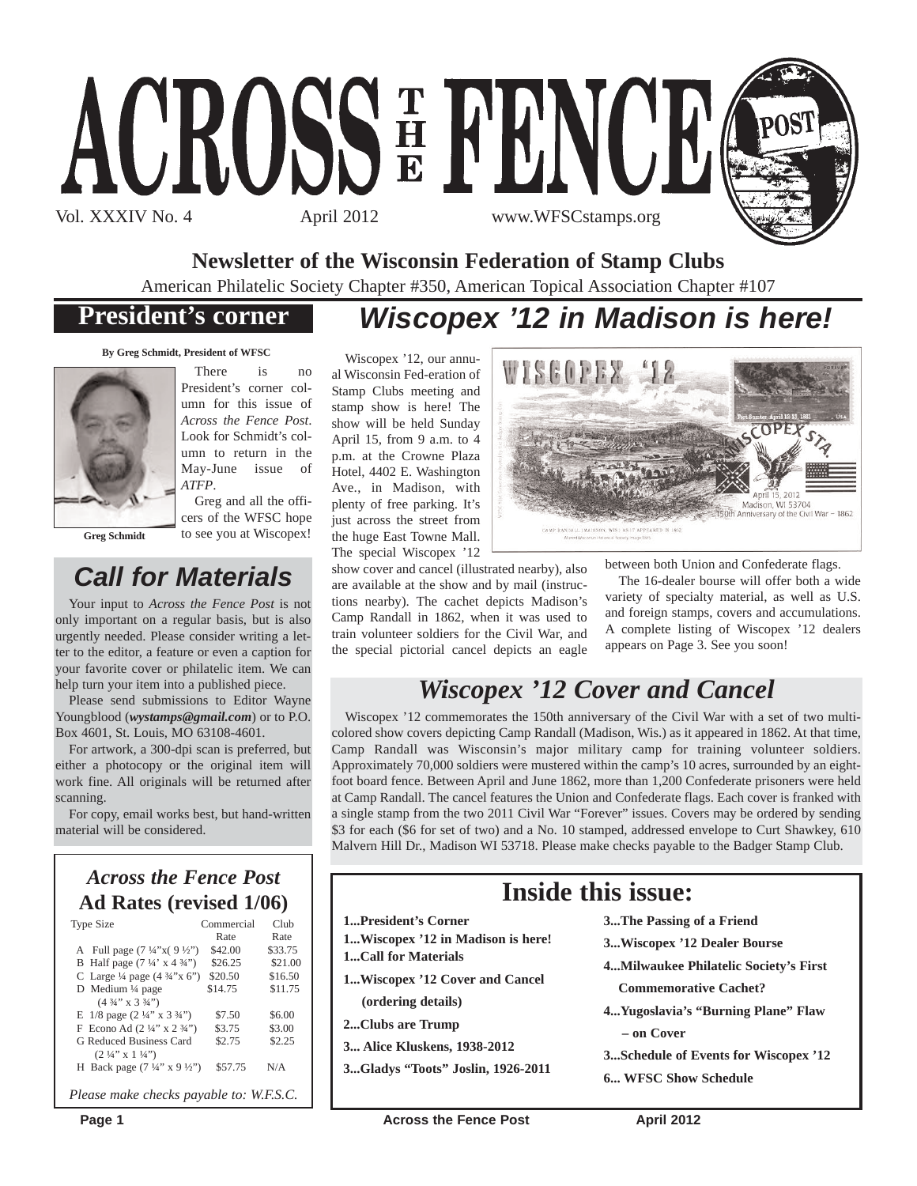# ACROSS THE FENCE POST

Vol. XXXIV No. 4 April 2012 www.WFSCstamps.org

**Newsletter of the Wisconsin Federation of Stamp Clubs**

American Philatelic Society Chapter #350, American Topical Association Chapter #107

## President's corner

**By Greg Schmidt, President of WFSC**

**Greg Schmidt**

There is no President's corner column for this issue of *Across the Fence Post*. Look for Schmidt's column to return in the May-June issue of *ATFP*.

Greg and all the officers of the WFSC hope to see you at Wiscopex!

## *Call for Materials*

Your input to *Across the Fence Post* is not only important on a regular basis, but is also urgently needed. Please consider writing a letter to the editor, a feature or even a caption for your favorite cover or philatelic item. We can help turn your item into a published piece.

Please send submissions to Editor Wayne Youngblood (***wystamps@gmail.com***) or to P.O. Box 4601, St. Louis, MO 63108-4601.

For artwork, a 300-dpi scan is preferred, but either a photocopy or the original item will work fine. All originals will be returned after scanning.

For copy, email works best, but hand-written material will be considered.

## *Across the Fence Post* Ad Rates (revised 1/06)

| Type Size | Commercial Rate | Club Rate |
|---|---|---|
| A Full page (7 ¼"x( 9 ½") | $42.00 | $33.75 |
| B Half page (7 ¼' x 4 ¾") | $26.25 | $21.00 |
| C Large ¼ page (4 ¾"x 6") | $20.50 | $16.50 |
| D Medium ¼ page (4 ¾" x 3 ¾") | $14.75 | $11.75 |
| E 1/8 page (2 ¼" x 3 ¾") | $7.50 | $6.00 |
| F Econo Ad (2 ¼" x 2 ¾") | $3.75 | $3.00 |
| G Reduced Business Card (2 ¼" x 1 ¼") | $2.75 | $2.25 |
| H Back page (7 ¼" x 9 ½") | $57.75 | N/A |

*Please make checks payable to: W.F.S.C.*

## *Wiscopex '12 in Madison is here!*

Wiscopex '12, our annual Wisconsin Fed-eration of Stamp Clubs meeting and stamp show is here! The show will be held Sunday April 15, from 9 a.m. to 4 p.m. at the Crowne Plaza Hotel, 4402 E. Washington Ave., in Madison, with plenty of free parking. It's just across the street from the huge East Towne Mall. The special Wiscopex '12 show cover and cancel (illustrated nearby), also are available at the show and by mail (instructions nearby). The cachet depicts Madison's Camp Randall in 1862, when it was used to train volunteer soldiers for the Civil War, and the special pictorial cancel depicts an eagle between both Union and Confederate flags.

The 16-dealer bourse will offer both a wide variety of specialty material, as well as U.S. and foreign stamps, covers and accumulations. A complete listing of Wiscopex '12 dealers appears on Page 3. See you soon!

## *Wiscopex '12 Cover and Cancel*

Wiscopex '12 commemorates the 150th anniversary of the Civil War with a set of two multi-colored show covers depicting Camp Randall (Madison, Wis.) as it appeared in 1862. At that time, Camp Randall was Wisconsin's major military camp for training volunteer soldiers. Approximately 70,000 soldiers were mustered within the camp's 10 acres, surrounded by an eight-foot board fence. Between April and June 1862, more than 1,200 Confederate prisoners were held at Camp Randall. The cancel features the Union and Confederate flags. Each cover is franked with a single stamp from the two 2011 Civil War "Forever" issues. Covers may be ordered by sending $3 for each ($6 for set of two) and a No. 10 stamped, addressed envelope to Curt Shawkey, 610 Malvern Hill Dr., Madison WI 53718. Please make checks payable to the Badger Stamp Club.

## Inside this issue:

- **1...President's Corner**
- **1...Wiscopex '12 in Madison is here!**
- **1...Call for Materials**
- **1...Wiscopex '12 Cover and Cancel (ordering details)**
- **2...Clubs are Trump**
- **3... Alice Kluskens, 1938-2012**
- **3...Gladys "Toots" Joslin, 1926-2011**
- **3...The Passing of a Friend**
- **3...Wiscopex '12 Dealer Bourse**
- **4...Milwaukee Philatelic Society's First Commemorative Cachet?**
- **4...Yugoslavia's "Burning Plane" Flaw – on Cover**
- **3...Schedule of Events for Wiscopex '12**
- **6... WFSC Show Schedule**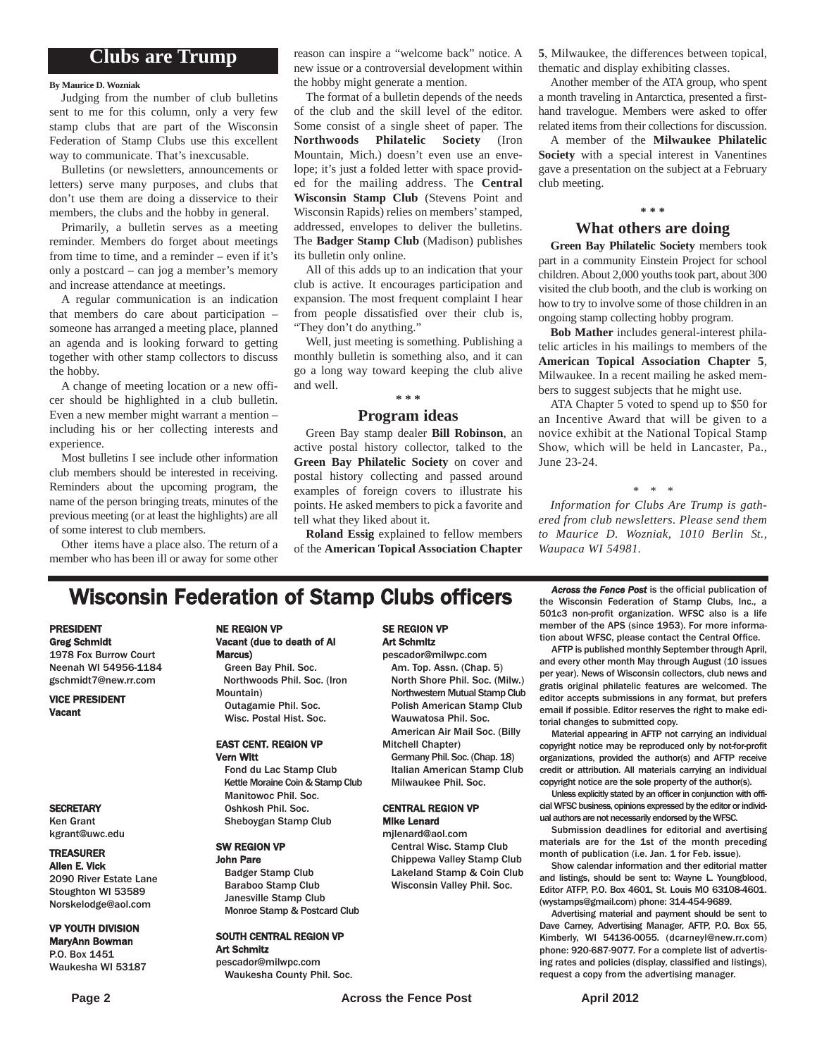# Clubs are Trump

**By Maurice D. Wozniak**

Judging from the number of club bulletins sent to me for this column, only a very few stamp clubs that are part of the Wisconsin Federation of Stamp Clubs use this excellent way to communicate. That's inexcusable.

Bulletins (or newsletters, announcements or letters) serve many purposes, and clubs that don't use them are doing a disservice to their members, the clubs and the hobby in general.

Primarily, a bulletin serves as a meeting reminder. Members do forget about meetings from time to time, and a reminder – even if it's only a postcard – can jog a member's memory and increase attendance at meetings.

A regular communication is an indication that members do care about participation – someone has arranged a meeting place, planned an agenda and is looking forward to getting together with other stamp collectors to discuss the hobby.

A change of meeting location or a new officer should be highlighted in a club bulletin. Even a new member might warrant a mention – including his or her collecting interests and experience.

Most bulletins I see include other information club members should be interested in receiving. Reminders about the upcoming program, the name of the person bringing treats, minutes of the previous meeting (or at least the highlights) are all of some interest to club members.

Other items have a place also. The return of a member who has been ill or away for some other reason can inspire a "welcome back" notice. A new issue or a controversial development within the hobby might generate a mention.

The format of a bulletin depends of the needs of the club and the skill level of the editor. Some consist of a single sheet of paper. The **Northwoods Philatelic Society** (Iron Mountain, Mich.) doesn't even use an envelope; it's just a folded letter with space provided for the mailing address. The **Central Wisconsin Stamp Club** (Stevens Point and Wisconsin Rapids) relies on members' stamped, addressed, envelopes to deliver the bulletins. The **Badger Stamp Club** (Madison) publishes its bulletin only online.

All of this adds up to an indication that your club is active. It encourages participation and expansion. The most frequent complaint I hear from people dissatisfied over their club is, "They don't do anything."

Well, just meeting is something. Publishing a monthly bulletin is something also, and it can go a long way toward keeping the club alive and well.

\* \* \*

## Program ideas

Green Bay stamp dealer **Bill Robinson**, an active postal history collector, talked to the **Green Bay Philatelic Society** on cover and postal history collecting and passed around examples of foreign covers to illustrate his points. He asked members to pick a favorite and tell what they liked about it.

**Roland Essig** explained to fellow members of the **American Topical Association Chapter 5**, Milwaukee, the differences between topical, thematic and display exhibiting classes.

Another member of the ATA group, who spent a month traveling in Antarctica, presented a first-hand travelogue. Members were asked to offer related items from their collections for discussion.

A member of the **Milwaukee Philatelic Society** with a special interest in Vanentines gave a presentation on the subject at a February club meeting.

\* \* \*

## What others are doing

**Green Bay Philatelic Society** members took part in a community Einstein Project for school children. About 2,000 youths took part, about 300 visited the club booth, and the club is working on how to try to involve some of those children in an ongoing stamp collecting hobby program.

**Bob Mather** includes general-interest philatelic articles in his mailings to members of the **American Topical Association Chapter 5**, Milwaukee. In a recent mailing he asked members to suggest subjects that he might use.

ATA Chapter 5 voted to spend up to $50 for an Incentive Award that will be given to a novice exhibit at the National Topical Stamp Show, which will be held in Lancaster, Pa., June 23-24.

\* \* \*

*Information for Clubs Are Trump is gathered from club newsletters. Please send them to Maurice D. Wozniak, 1010 Berlin St., Waupaca WI 54981.*

# Wisconsin Federation of Stamp Clubs officers

**PRESIDENT**
**Greg Schmidt**
1978 Fox Burrow Court
Neenah WI 54956-1184
gschmidt7@new.rr.com

**VICE PRESIDENT**
**Vacant**

**SECRETARY**
Ken Grant
kgrant@uwc.edu

**TREASURER**
**Allen E. Vick**
2090 River Estate Lane
Stoughton WI 53589
Norskelodge@aol.com

**VP YOUTH DIVISION**
**MaryAnn Bowman**
P.O. Box 1451
Waukesha WI 53187

**NE REGION VP**
**Vacant (due to death of Al Marcus)**
Green Bay Phil. Soc.
Northwoods Phil. Soc. (Iron Mountain)
Outagamie Phil. Soc.
Wisc. Postal Hist. Soc.

**EAST CENT. REGION VP**
**Vern Witt**
Fond du Lac Stamp Club
Kettle Moraine Coin & Stamp Club
Manitowoc Phil. Soc.
Oshkosh Phil. Soc.
Sheboygan Stamp Club

**SW REGION VP**
**John Pare**
Badger Stamp Club
Baraboo Stamp Club
Janesville Stamp Club
Monroe Stamp & Postcard Club

**SOUTH CENTRAL REGION VP**
**Art Schmitz**
pescador@milwpc.com
Waukesha County Phil. Soc.

**SE REGION VP**
**Art Schmitz**
pescador@milwpc.com
Am. Top. Assn. (Chap. 5)
North Shore Phil. Soc. (Milw.)
Northwestern Mutual Stamp Club
Polish American Stamp Club
Wauwatosa Phil. Soc.
American Air Mail Soc. (Billy Mitchell Chapter)
Germany Phil. Soc. (Chap. 18)
Italian American Stamp Club
Milwaukee Phil. Soc.

**CENTRAL REGION VP**
**Mike Lenard**
mjlenard@aol.com
Central Wisc. Stamp Club
Chippewa Valley Stamp Club
Lakeland Stamp & Coin Club
Wisconsin Valley Phil. Soc.

***Across the Fence Post*** is the official publication of the Wisconsin Federation of Stamp Clubs, Inc., a 501c3 non-profit organization. WFSC also is a life member of the APS (since 1953). For more information about WFSC, please contact the Central Office.

AFTP is published monthly September through April, and every other month May through August (10 issues per year). News of Wisconsin collectors, club news and gratis original philatelic features are welcomed. The editor accepts submissions in any format, but prefers email if possible. Editor reserves the right to make editorial changes to submitted copy.

Material appearing in AFTP not carrying an individual copyright notice may be reproduced only by not-for-profit organizations, provided the author(s) and AFTP receive credit or attribution. All materials carrying an individual copyright notice are the sole property of the author(s).

Unless explicitly stated by an officer in conjunction with official WFSC business, opinions expressed by the editor or individual authors are not necessarily endorsed by the WFSC.

Submission deadlines for editorial and avertising materials are for the 1st of the month preceding month of publication (i.e. Jan. 1 for Feb. issue).

Show calendar information and ther editorial matter and listings, should be sent to: Wayne L. Youngblood, Editor ATFP, P.O. Box 4601, St. Louis MO 63108-4601. (wystamps@gmail.com) phone: 314-454-9689.

Advertising material and payment should be sent to Dave Carney, Advertising Manager, AFTP, P.O. Box 55, Kimberly, WI 54136-0055. (dcarneyl@new.rr.com) phone: 920-687-9077. For a complete list of advertising rates and policies (display, classified and listings), request a copy from the advertising manager.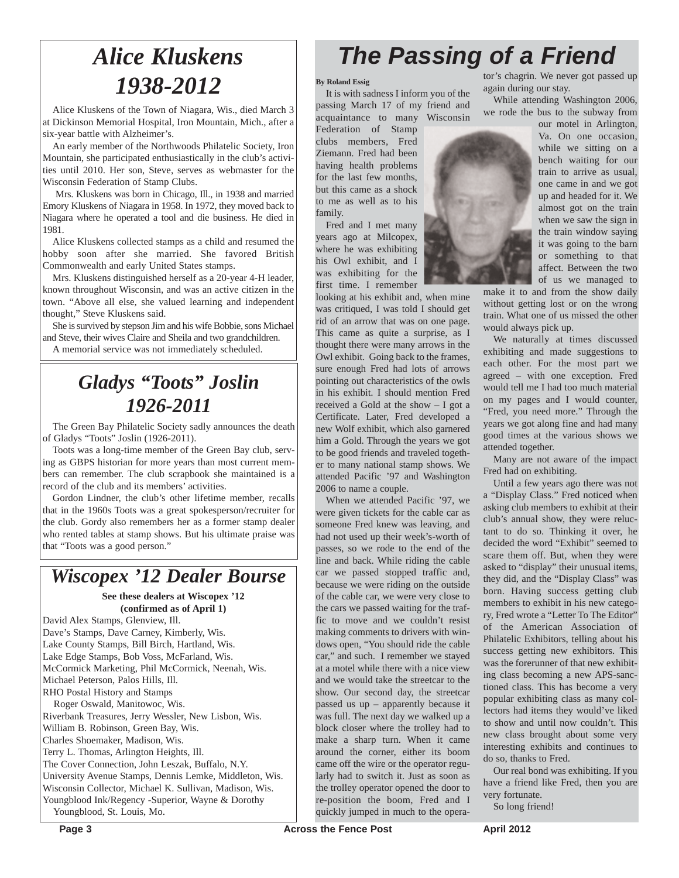# Alice Kluskens 1938-2012

Alice Kluskens of the Town of Niagara, Wis., died March 3 at Dickinson Memorial Hospital, Iron Mountain, Mich., after a six-year battle with Alzheimer's.

An early member of the Northwoods Philatelic Society, Iron Mountain, she participated enthusiastically in the club's activities until 2010. Her son, Steve, serves as webmaster for the Wisconsin Federation of Stamp Clubs.

Mrs. Kluskens was born in Chicago, Ill., in 1938 and married Emory Kluskens of Niagara in 1958. In 1972, they moved back to Niagara where he operated a tool and die business. He died in 1981.

Alice Kluskens collected stamps as a child and resumed the hobby soon after she married. She favored British Commonwealth and early United States stamps.

Mrs. Kluskens distinguished herself as a 20-year 4-H leader, known throughout Wisconsin, and was an active citizen in the town. "Above all else, she valued learning and independent thought," Steve Kluskens said.

She is survived by stepson Jim and his wife Bobbie, sons Michael and Steve, their wives Claire and Sheila and two grandchildren.

A memorial service was not immediately scheduled.

# Gladys "Toots" Joslin 1926-2011

The Green Bay Philatelic Society sadly announces the death of Gladys "Toots" Joslin (1926-2011).

Toots was a long-time member of the Green Bay club, serving as GBPS historian for more years than most current members can remember. The club scrapbook she maintained is a record of the club and its members' activities.

Gordon Lindner, the club's other lifetime member, recalls that in the 1960s Toots was a great spokesperson/recruiter for the club. Gordy also remembers her as a former stamp dealer who rented tables at stamp shows. But his ultimate praise was that "Toots was a good person."

# Wiscopex '12 Dealer Bourse

**See these dealers at Wiscopex '12 (confirmed as of April 1)**

David Alex Stamps, Glenview, Ill.
Dave's Stamps, Dave Carney, Kimberly, Wis.
Lake County Stamps, Bill Birch, Hartland, Wis.
Lake Edge Stamps, Bob Voss, McFarland, Wis.
McCormick Marketing, Phil McCormick, Neenah, Wis.
Michael Peterson, Palos Hills, Ill.
RHO Postal History and Stamps
Roger Oswald, Manitowoc, Wis.
Riverbank Treasures, Jerry Wessler, New Lisbon, Wis.
William B. Robinson, Green Bay, Wis.
Charles Shoemaker, Madison, Wis.
Terry L. Thomas, Arlington Heights, Ill.
The Cover Connection, John Leszak, Buffalo, N.Y.
University Avenue Stamps, Dennis Lemke, Middleton, Wis.
Wisconsin Collector, Michael K. Sullivan, Madison, Wis.
Youngblood Ink/Regency -Superior, Wayne & Dorothy Youngblood, St. Louis, Mo.

# The Passing of a Friend

**By Roland Essig**

It is with sadness I inform you of the passing March 17 of my friend and acquaintance to many Wisconsin Federation of Stamp clubs members, Fred Ziemann. Fred had been having health problems for the last few months, but this came as a shock to me as well as to his family.

Fred and I met many years ago at Milcopex, where he was exhibiting his Owl exhibit, and I was exhibiting for the first time. I remember looking at his exhibit and, when mine was critiqued, I was told I should get rid of an arrow that was on one page. This came as quite a surprise, as I thought there were many arrows in the Owl exhibit. Going back to the frames, sure enough Fred had lots of arrows pointing out characteristics of the owls in his exhibit. I should mention Fred received a Gold at the show – I got a Certificate. Later, Fred developed a new Wolf exhibit, which also garnered him a Gold. Through the years we got to be good friends and traveled together to many national stamp shows. We attended Pacific '97 and Washington 2006 to name a couple.

When we attended Pacific '97, we were given tickets for the cable car as someone Fred knew was leaving, and had not used up their week's-worth of passes, so we rode to the end of the line and back. While riding the cable car we passed stopped traffic and, because we were riding on the outside of the cable car, we were very close to the cars we passed waiting for the traffic to move and we couldn't resist making comments to drivers with windows open, "You should ride the cable car," and such. I remember we stayed at a motel while there with a nice view and we would take the streetcar to the show. Our second day, the streetcar passed us up – apparently because it was full. The next day we walked up a block closer where the trolley had to make a sharp turn. When it came around the corner, either its boom came off the wire or the operator regularly had to switch it. Just as soon as the trolley operator opened the door to re-position the boom, Fred and I quickly jumped in much to the operator's chagrin. We never got passed up again during our stay.

While attending Washington 2006, we rode the bus to the subway from our motel in Arlington, Va. On one occasion, while we sitting on a bench waiting for our train to arrive as usual, one came in and we got up and headed for it. We almost got on the train when we saw the sign in the train window saying it was going to the barn or something to that affect. Between the two of us we managed to make it to and from the show daily without getting lost or on the wrong train. What one of us missed the other would always pick up.

We naturally at times discussed exhibiting and made suggestions to each other. For the most part we agreed – with one exception. Fred would tell me I had too much material on my pages and I would counter, "Fred, you need more." Through the years we got along fine and had many good times at the various shows we attended together.

Many are not aware of the impact Fred had on exhibiting.

Until a few years ago there was not a "Display Class." Fred noticed when asking club members to exhibit at their club's annual show, they were reluctant to do so. Thinking it over, he decided the word "Exhibit" seemed to scare them off. But, when they were asked to "display" their unusual items, they did, and the "Display Class" was born. Having success getting club members to exhibit in his new category, Fred wrote a "Letter To The Editor" of the American Association of Philatelic Exhibitors, telling about his success getting new exhibitors. This was the forerunner of that new exhibiting class becoming a new APS-sanctioned class. This has become a very popular exhibiting class as many collectors had items they would've liked to show and until now couldn't. This new class brought about some very interesting exhibits and continues to do so, thanks to Fred.

Our real bond was exhibiting. If you have a friend like Fred, then you are very fortunate.

So long friend!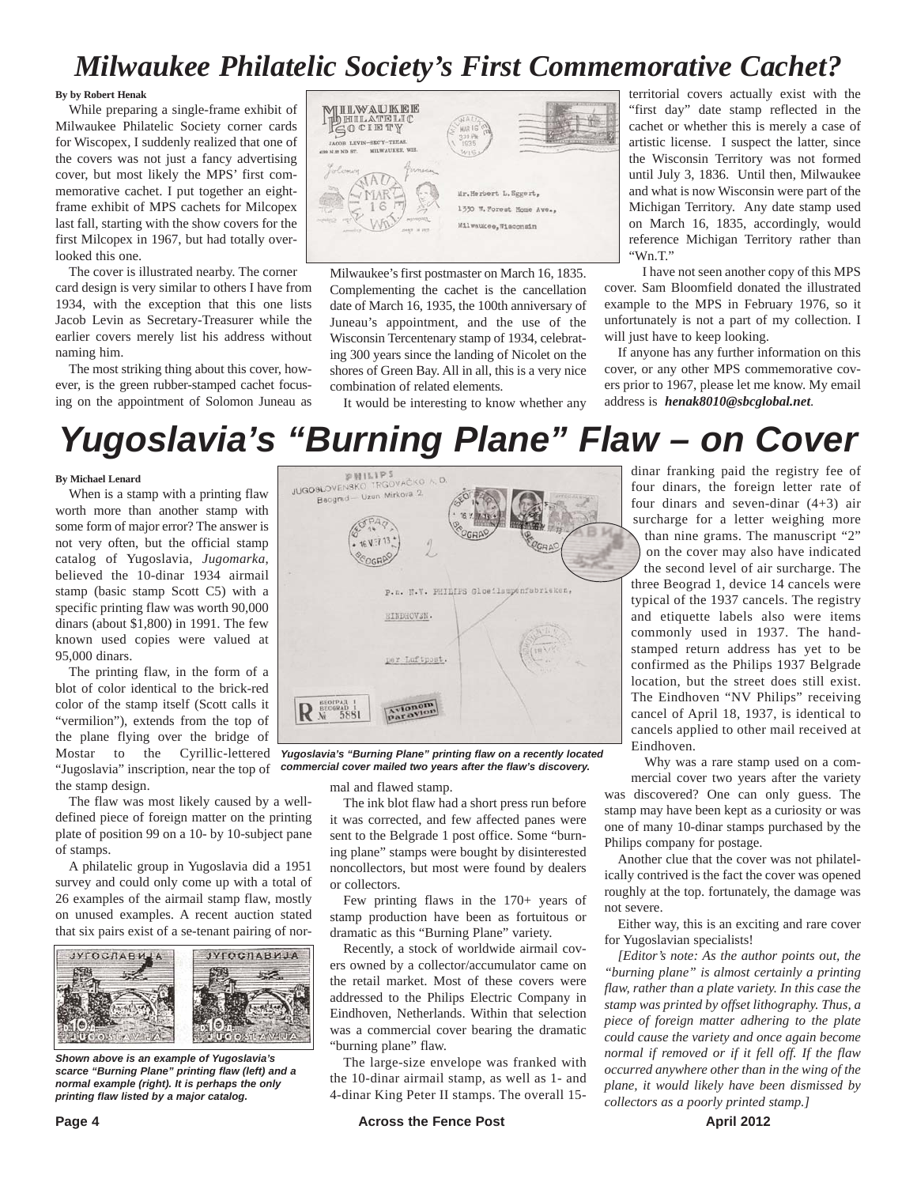# Milwaukee Philatelic Society's First Commemorative Cachet?

**By by Robert Henak**

While preparing a single-frame exhibit of Milwaukee Philatelic Society corner cards for Wiscopex, I suddenly realized that one of the covers was not just a fancy advertising cover, but most likely the MPS' first commemorative cachet. I put together an eight-frame exhibit of MPS cachets for Milcopex last fall, starting with the show covers for the first Milcopex in 1967, but had totally overlooked this one.

The cover is illustrated nearby. The corner card design is very similar to others I have from 1934, with the exception that this one lists Jacob Levin as Secretary-Treasurer while the earlier covers merely list his address without naming him.

The most striking thing about this cover, however, is the green rubber-stamped cachet focusing on the appointment of Solomon Juneau as Milwaukee's first postmaster on March 16, 1835. Complementing the cachet is the cancellation date of March 16, 1935, the 100th anniversary of Juneau's appointment, and the use of the Wisconsin Tercentenary stamp of 1934, celebrating 300 years since the landing of Nicolet on the shores of Green Bay. All in all, this is a very nice combination of related elements.

It would be interesting to know whether any territorial covers actually exist with the "first day" date stamp reflected in the cachet or whether this is merely a case of artistic license. I suspect the latter, since the Wisconsin Territory was not formed until July 3, 1836. Until then, Milwaukee and what is now Wisconsin were part of the Michigan Territory. Any date stamp used on March 16, 1835, accordingly, would reference Michigan Territory rather than "Wn.T."

I have not seen another copy of this MPS cover. Sam Bloomfield donated the illustrated example to the MPS in February 1976, so it unfortunately is not a part of my collection. I will just have to keep looking.

If anyone has any further information on this cover, or any other MPS commemorative covers prior to 1967, please let me know. My email address is ***henak8010@sbcglobal.net***.

# Yugoslavia's "Burning Plane" Flaw – on Cover

**By Michael Lenard**

When is a stamp with a printing flaw worth more than another stamp with some form of major error? The answer is not very often, but the official stamp catalog of Yugoslavia, *Jugomarka*, believed the 10-dinar 1934 airmail stamp (basic stamp Scott C5) with a specific printing flaw was worth 90,000 dinars (about $1,800) in 1991. The few known used copies were valued at 95,000 dinars.

The printing flaw, in the form of a blot of color identical to the brick-red color of the stamp itself (Scott calls it "vermilion"), extends from the top of the plane flying over the bridge of Mostar to the Cyrillic-lettered "Jugoslavia" inscription, near the top of the stamp design.

The flaw was most likely caused by a well-defined piece of foreign matter on the printing plate of position 99 on a 10- by 10-subject pane of stamps.

A philatelic group in Yugoslavia did a 1951 survey and could only come up with a total of 26 examples of the airmail stamp flaw, mostly on unused examples. A recent auction stated that six pairs exist of a se-tenant pairing of normal and flawed stamp.

***Shown above is an example of Yugoslavia's scarce "Burning Plane" printing flaw (left) and a normal example (right). It is perhaps the only printing flaw listed by a major catalog.***

The ink blot flaw had a short press run before it was corrected, and few affected panes were sent to the Belgrade 1 post office. Some "burning plane" stamps were bought by disinterested noncollectors, but most were found by dealers or collectors.

Few printing flaws in the 170+ years of stamp production have been as fortuitous or dramatic as this "Burning Plane" variety.

Recently, a stock of worldwide airmail covers owned by a collector/accumulator came on the retail market. Most of these covers were addressed to the Philips Electric Company in Eindhoven, Netherlands. Within that selection was a commercial cover bearing the dramatic "burning plane" flaw.

***Yugoslavia's "Burning Plane" printing flaw on a recently located commercial cover mailed two years after the flaw's discovery.***

The large-size envelope was franked with the 10-dinar airmail stamp, as well as 1- and 4-dinar King Peter II stamps. The overall 15-dinar franking paid the registry fee of four dinars, the foreign letter rate of four dinars and seven-dinar (4+3) air surcharge for a letter weighing more than nine grams. The manuscript "2" on the cover may also have indicated the second level of air surcharge. The three Beograd 1, device 14 cancels were typical of the 1937 cancels. The registry and etiquette labels also were items commonly used in 1937. The hand-stamped return address has yet to be confirmed as the Philips 1937 Belgrade location, but the street does still exist. The Eindhoven "NV Philips" receiving cancel of April 18, 1937, is identical to cancels applied to other mail received at Eindhoven.

Why was a rare stamp used on a commercial cover two years after the variety was discovered? One can only guess. The stamp may have been kept as a curiosity or was one of many 10-dinar stamps purchased by the Philips company for postage.

Another clue that the cover was not philatelically contrived is the fact the cover was opened roughly at the top. fortunately, the damage was not severe.

Either way, this is an exciting and rare cover for Yugoslavian specialists!

*[Editor's note: As the author points out, the "burning plane" is almost certainly a printing flaw, rather than a plate variety. In this case the stamp was printed by offset lithography. Thus, a piece of foreign matter adhering to the plate could cause the variety and once again become normal if removed or if it fell off. If the flaw occurred anywhere other than in the wing of the plane, it would likely have been dismissed by collectors as a poorly printed stamp.]*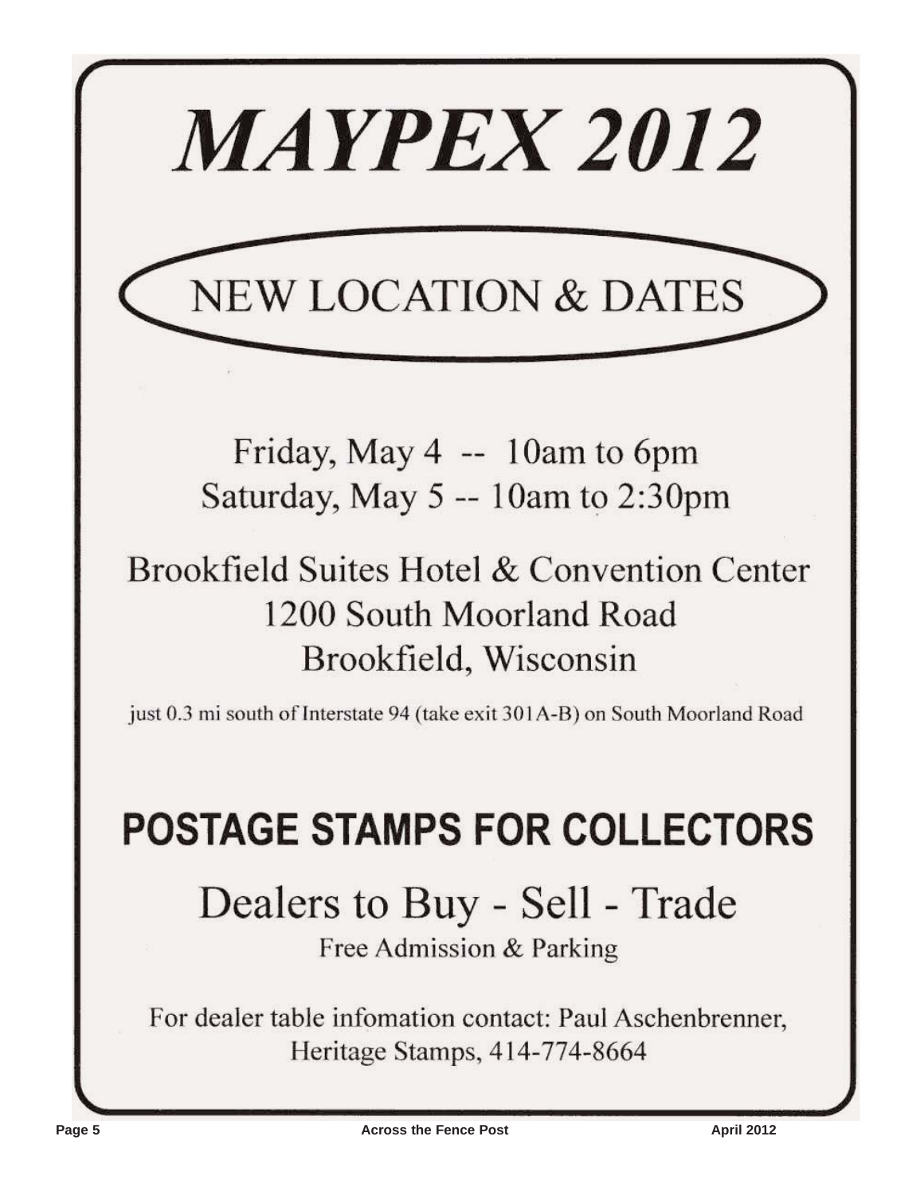# MAYPEX 2012

## NEW LOCATION & DATES

Friday, May 4 -- 10am to 6pm
Saturday, May 5 -- 10am to 2:30pm

Brookfield Suites Hotel & Convention Center
1200 South Moorland Road
Brookfield, Wisconsin

just 0.3 mi south of Interstate 94 (take exit 301A-B) on South Moorland Road

## POSTAGE STAMPS FOR COLLECTORS

Dealers to Buy - Sell - Trade

Free Admission & Parking

For dealer table infomation contact: Paul Aschenbrenner, Heritage Stamps, 414-774-8664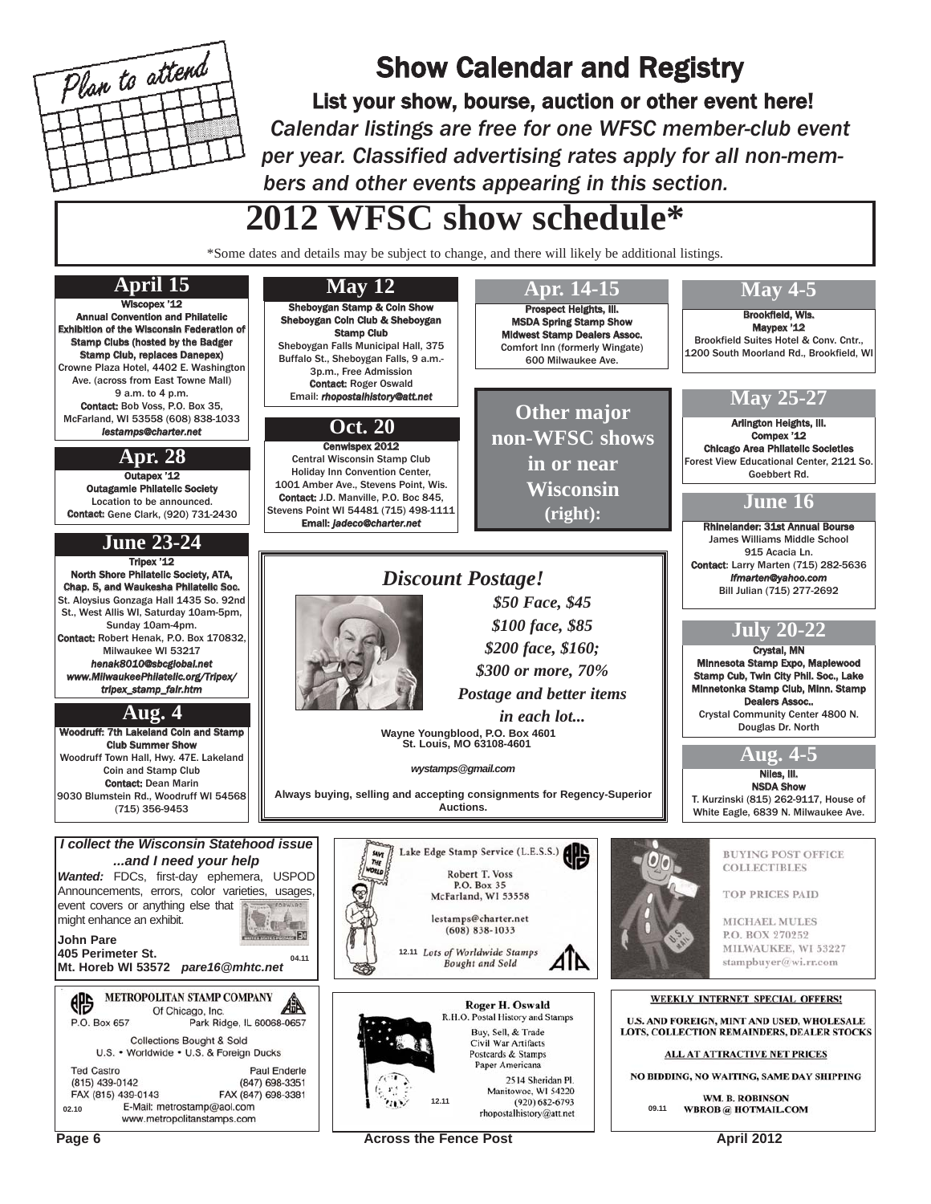Plan to attend

# Show Calendar and Registry

**List your show, bourse, auction or other event here!**

*Calendar listings are free for one WFSC member-club event per year. Classified advertising rates apply for all non-members and other events appearing in this section.*

# 2012 WFSC show schedule*

*Some dates and details may be subject to change, and there will likely be additional listings.

## April 15

**Wiscopex '12**
**Annual Convention and Philatelic Exhibition of the Wisconsin Federation of Stamp Clubs (hosted by the Badger Stamp Club, replaces Danepex)**
Crowne Plaza Hotel, 4402 E. Washington Ave. (across from East Towne Mall)
9 a.m. to 4 p.m.
**Contact:** Bob Voss, P.O. Box 35, McFarland, WI 53558 (608) 838-1033
*lestamps@charter.net*

## Apr. 28

**Outapex '12**
**Outagamie Philatelic Society**
Location to be announced.
**Contact:** Gene Clark, (920) 731-2430

## June 23-24

**Tripex '12**
**North Shore Philatelic Society, ATA, Chap. 5, and Waukesha Philatelic Soc.**
St. Aloysius Gonzaga Hall 1435 So. 92nd St., West Allis WI, Saturday 10am-5pm, Sunday 10am-4pm.
**Contact:** Robert Henak, P.O. Box 170832, Milwaukee WI 53217
*henak8010@sbcglobal.net*
*www.MilwaukeePhilatelic.org/Tripex/tripex_stamp_fair.htm*

## Aug. 4

**Woodruff: 7th Lakeland Coin and Stamp Club Summer Show**
Woodruff Town Hall, Hwy. 47E. Lakeland Coin and Stamp Club
**Contact:** Dean Marin
9030 Blumstein Rd., Woodruff WI 54568
(715) 356-9453

## May 12

**Sheboygan Stamp & Coin Show**
**Sheboygan Coin Club & Sheboygan Stamp Club**
Sheboygan Falls Municipal Hall, 375 Buffalo St., Sheboygan Falls, 9 a.m.-3p.m., Free Admission
**Contact:** Roger Oswald
Email: *rhopostalhistory@att.net*

## Oct. 20

**Cenwispex 2012**
Central Wisconsin Stamp Club
Holiday Inn Convention Center,
1001 Amber Ave., Stevens Point, Wis.
**Contact:** J.D. Manville, P.O. Boc 845, Stevens Point WI 54481 (715) 498-1111
**Email:** *jadeco@charter.net*

## Other major non-WFSC shows in or near Wisconsin (right):

## Apr. 14-15

**Prospect Heights, Ill.**
**MSDA Spring Stamp Show**
**Midwest Stamp Dealers Assoc.**
Comfort Inn (formerly Wingate)
600 Milwaukee Ave.

## May 4-5

**Brookfield, Wis.**
**Maypex '12**
Brookfield Suites Hotel & Conv. Cntr., 1200 South Moorland Rd., Brookfield, WI

## May 25-27

**Arlington Heights, Ill.**
**Compex '12**
**Chicago Area Philatelic Societies**
Forest View Educational Center, 2121 So. Goebbert Rd.

## June 16

**Rhinelander: 31st Annual Bourse**
James Williams Middle School
915 Acacia Ln.
**Contact**: Larry Marten (715) 282-5636
*lfmarten@yahoo.com*
Bill Julian (715) 277-2692

## July 20-22

**Crystal, MN**
**Minnesota Stamp Expo, Maplewood Stamp Cub, Twin City Phil. Soc., Lake Minnetonka Stamp Club, Minn. Stamp Dealers Assoc.,**
Crystal Community Center 4800 N. Douglas Dr. North

## Aug. 4-5

**Niles, Ill.**
**NSDA Show**
T. Kurzinski (815) 262-9117, House of White Eagle, 6839 N. Milwaukee Ave.

---

*Discount Postage!*

*$50 Face, $45*
*$100 face, $85*
*$200 face, $160;*
*$300 or more, 70%*
*Postage and better items in each lot...*

**Wayne Youngblood, P.O. Box 4601 St. Louis, MO 63108-4601**

*wystamps@gmail.com*

**Always buying, selling and accepting consignments for Regency-Superior Auctions.**

---

***I collect the Wisconsin Statehood issue ...and I need your help***

***Wanted:*** FDCs, first-day ephemera, USPOD Announcements, errors, color varieties, usages, event covers or anything else that might enhance an exhibit.

**John Pare**
**405 Perimeter St.**
**Mt. Horeb WI 53572** ***pare16@mhtc.net***
04.11

---

Lake Edge Stamp Service (L.E.S.S.)
Robert T. Voss
P.O. Box 35
McFarland, WI 53558
lestamps@charter.net
(608) 838-1033
12.11 *Lots of Worldwide Stamps Bought and Sold*

---

BUYING POST OFFICE COLLECTIBLES

TOP PRICES PAID

MICHAEL MULES
P.O. BOX 270252
MILWAUKEE, WI 53227
stampbuyer@wi.rr.com

---

**METROPOLITAN STAMP COMPANY**
Of Chicago, Inc.
P.O. Box 657 Park Ridge, IL 60068-0657

Collections Bought & Sold
U.S. • Worldwide • U.S. & Foreign Ducks

Ted Castro (815) 439-0142 FAX (815) 439-0143
Paul Enderle (847) 698-3351 FAX (847) 698-3381
E-Mail: metrostamp@aol.com
www.metropolitanstamps.com
02.10

---

**Roger H. Oswald**
R.H.O. Postal History and Stamps
Buy, Sell, & Trade
Civil War Artifacts
Postcards & Stamps
Paper Americana
2514 Sheridan Pl.
Manitowoc, WI 54220
(920) 682-6793
rhopostalhistory@att.net
12.11

---

**WEEKLY INTERNET SPECIAL OFFERS!**

**U.S. AND FOREIGN, MINT AND USED, WHOLESALE LOTS, COLLECTION REMAINDERS, DEALER STOCKS**

**ALL AT ATTRACTIVE NET PRICES**

**NO BIDDING, NO WAITING, SAME DAY SHIPPING**

**WM. B. ROBINSON**
**WBROB @ HOTMAIL.COM**
09.11